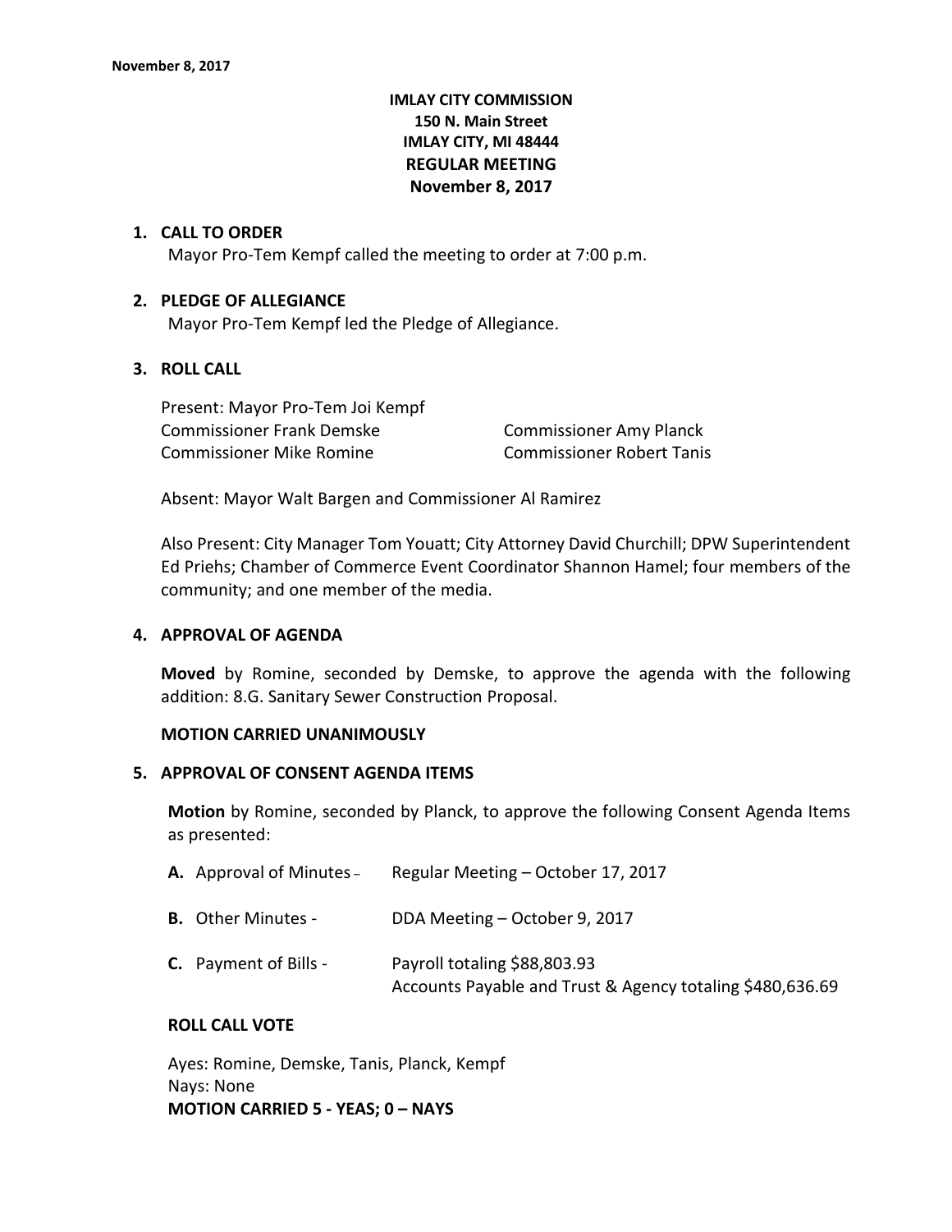**IMLAY CITY COMMISSION**
**150 N. Main Street**
**IMLAY CITY, MI 48444**
**REGULAR MEETING**
**November 8, 2017**

1. **CALL TO ORDER**
   Mayor Pro-Tem Kempf called the meeting to order at 7:00 p.m.

2. **PLEDGE OF ALLEGIANCE**
   Mayor Pro-Tem Kempf led the Pledge of Allegiance.

3. **ROLL CALL**

   Present: Mayor Pro-Tem Joi Kempf
   Commissioner Frank Demske
   Commissioner Amy Planck
   Commissioner Mike Romine
   Commissioner Robert Tanis

   Absent: Mayor Walt Bargen and Commissioner Al Ramirez

   Also Present: City Manager Tom Youatt; City Attorney David Churchill; DPW Superintendent Ed Priehs; Chamber of Commerce Event Coordinator Shannon Hamel; four members of the community; and one member of the media.

4. **APPROVAL OF AGENDA**

   **Moved** by Romine, seconded by Demske, to approve the agenda with the following addition: 8.G. Sanitary Sewer Construction Proposal.

   **MOTION CARRIED UNANIMOUSLY**

5. **APPROVAL OF CONSENT AGENDA ITEMS**

   **Motion** by Romine, seconded by Planck, to approve the following Consent Agenda Items as presented:

   **A.** Approval of Minutes – Regular Meeting – October 17, 2017

   **B.** Other Minutes - DDA Meeting – October 9, 2017

   **C.** Payment of Bills - Payroll totaling $88,803.93
   Accounts Payable and Trust & Agency totaling $480,636.69

   **ROLL CALL VOTE**

   Ayes: Romine, Demske, Tanis, Planck, Kempf
   Nays: None
   **MOTION CARRIED 5 - YEAS; 0 – NAYS**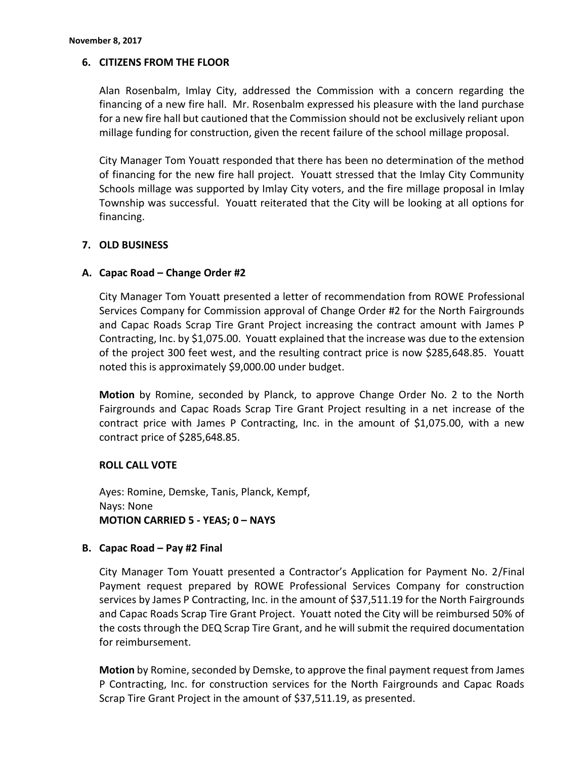## 6. CITIZENS FROM THE FLOOR

Alan Rosenbalm, Imlay City, addressed the Commission with a concern regarding the financing of a new fire hall. Mr. Rosenbalm expressed his pleasure with the land purchase for a new fire hall but cautioned that the Commission should not be exclusively reliant upon millage funding for construction, given the recent failure of the school millage proposal.

City Manager Tom Youatt responded that there has been no determination of the method of financing for the new fire hall project. Youatt stressed that the Imlay City Community Schools millage was supported by Imlay City voters, and the fire millage proposal in Imlay Township was successful. Youatt reiterated that the City will be looking at all options for financing.

## 7. OLD BUSINESS

### A. Capac Road – Change Order #2

City Manager Tom Youatt presented a letter of recommendation from ROWE Professional Services Company for Commission approval of Change Order #2 for the North Fairgrounds and Capac Roads Scrap Tire Grant Project increasing the contract amount with James P Contracting, Inc. by $1,075.00. Youatt explained that the increase was due to the extension of the project 300 feet west, and the resulting contract price is now $285,648.85. Youatt noted this is approximately $9,000.00 under budget.

**Motion** by Romine, seconded by Planck, to approve Change Order No. 2 to the North Fairgrounds and Capac Roads Scrap Tire Grant Project resulting in a net increase of the contract price with James P Contracting, Inc. in the amount of $1,075.00, with a new contract price of $285,648.85.

**ROLL CALL VOTE**

Ayes: Romine, Demske, Tanis, Planck, Kempf,
Nays: None
**MOTION CARRIED 5 - YEAS; 0 – NAYS**

### B. Capac Road – Pay #2 Final

City Manager Tom Youatt presented a Contractor's Application for Payment No. 2/Final Payment request prepared by ROWE Professional Services Company for construction services by James P Contracting, Inc. in the amount of $37,511.19 for the North Fairgrounds and Capac Roads Scrap Tire Grant Project. Youatt noted the City will be reimbursed 50% of the costs through the DEQ Scrap Tire Grant, and he will submit the required documentation for reimbursement.

**Motion** by Romine, seconded by Demske, to approve the final payment request from James P Contracting, Inc. for construction services for the North Fairgrounds and Capac Roads Scrap Tire Grant Project in the amount of $37,511.19, as presented.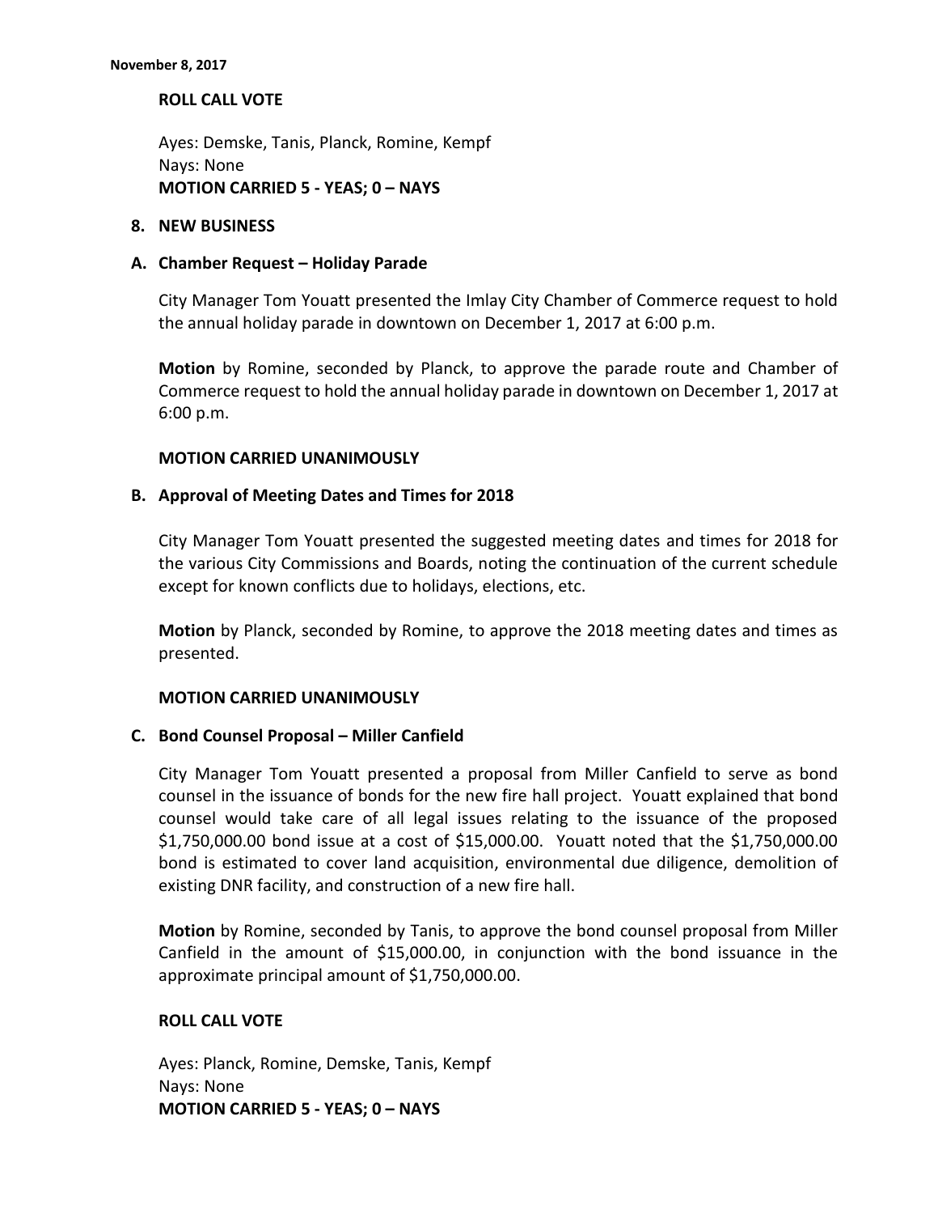**ROLL CALL VOTE**

Ayes: Demske, Tanis, Planck, Romine, Kempf
Nays: None
**MOTION CARRIED 5 - YEAS; 0 – NAYS**

## 8. NEW BUSINESS

### A. Chamber Request – Holiday Parade

City Manager Tom Youatt presented the Imlay City Chamber of Commerce request to hold the annual holiday parade in downtown on December 1, 2017 at 6:00 p.m.

**Motion** by Romine, seconded by Planck, to approve the parade route and Chamber of Commerce request to hold the annual holiday parade in downtown on December 1, 2017 at 6:00 p.m.

**MOTION CARRIED UNANIMOUSLY**

### B. Approval of Meeting Dates and Times for 2018

City Manager Tom Youatt presented the suggested meeting dates and times for 2018 for the various City Commissions and Boards, noting the continuation of the current schedule except for known conflicts due to holidays, elections, etc.

**Motion** by Planck, seconded by Romine, to approve the 2018 meeting dates and times as presented.

**MOTION CARRIED UNANIMOUSLY**

### C. Bond Counsel Proposal – Miller Canfield

City Manager Tom Youatt presented a proposal from Miller Canfield to serve as bond counsel in the issuance of bonds for the new fire hall project. Youatt explained that bond counsel would take care of all legal issues relating to the issuance of the proposed $1,750,000.00 bond issue at a cost of $15,000.00. Youatt noted that the $1,750,000.00 bond is estimated to cover land acquisition, environmental due diligence, demolition of existing DNR facility, and construction of a new fire hall.

**Motion** by Romine, seconded by Tanis, to approve the bond counsel proposal from Miller Canfield in the amount of $15,000.00, in conjunction with the bond issuance in the approximate principal amount of $1,750,000.00.

**ROLL CALL VOTE**

Ayes: Planck, Romine, Demske, Tanis, Kempf
Nays: None
**MOTION CARRIED 5 - YEAS; 0 – NAYS**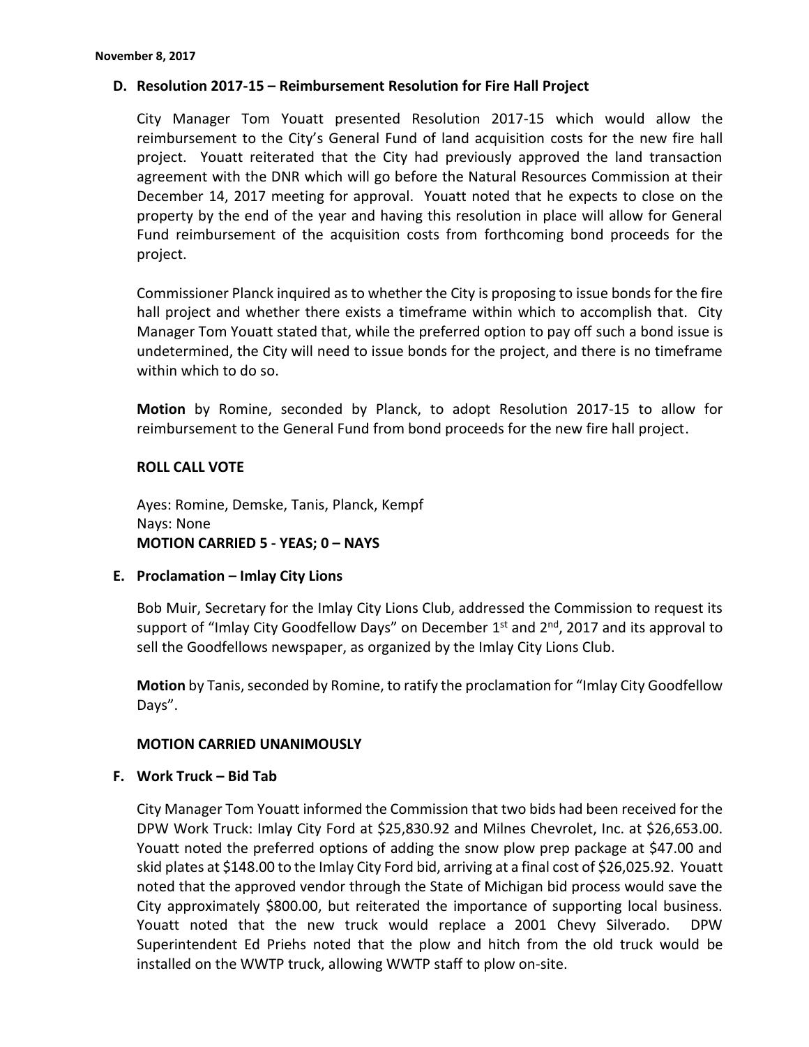**D. Resolution 2017-15 – Reimbursement Resolution for Fire Hall Project**

City Manager Tom Youatt presented Resolution 2017-15 which would allow the reimbursement to the City's General Fund of land acquisition costs for the new fire hall project. Youatt reiterated that the City had previously approved the land transaction agreement with the DNR which will go before the Natural Resources Commission at their December 14, 2017 meeting for approval. Youatt noted that he expects to close on the property by the end of the year and having this resolution in place will allow for General Fund reimbursement of the acquisition costs from forthcoming bond proceeds for the project.

Commissioner Planck inquired as to whether the City is proposing to issue bonds for the fire hall project and whether there exists a timeframe within which to accomplish that. City Manager Tom Youatt stated that, while the preferred option to pay off such a bond issue is undetermined, the City will need to issue bonds for the project, and there is no timeframe within which to do so.

**Motion** by Romine, seconded by Planck, to adopt Resolution 2017-15 to allow for reimbursement to the General Fund from bond proceeds for the new fire hall project.

**ROLL CALL VOTE**

Ayes: Romine, Demske, Tanis, Planck, Kempf
Nays: None
**MOTION CARRIED 5 - YEAS; 0 – NAYS**

**E. Proclamation – Imlay City Lions**

Bob Muir, Secretary for the Imlay City Lions Club, addressed the Commission to request its support of "Imlay City Goodfellow Days" on December 1st and 2nd, 2017 and its approval to sell the Goodfellows newspaper, as organized by the Imlay City Lions Club.

**Motion** by Tanis, seconded by Romine, to ratify the proclamation for "Imlay City Goodfellow Days".

**MOTION CARRIED UNANIMOUSLY**

**F. Work Truck – Bid Tab**

City Manager Tom Youatt informed the Commission that two bids had been received for the DPW Work Truck: Imlay City Ford at $25,830.92 and Milnes Chevrolet, Inc. at $26,653.00. Youatt noted the preferred options of adding the snow plow prep package at $47.00 and skid plates at $148.00 to the Imlay City Ford bid, arriving at a final cost of $26,025.92. Youatt noted that the approved vendor through the State of Michigan bid process would save the City approximately $800.00, but reiterated the importance of supporting local business. Youatt noted that the new truck would replace a 2001 Chevy Silverado. DPW Superintendent Ed Priehs noted that the plow and hitch from the old truck would be installed on the WWTP truck, allowing WWTP staff to plow on-site.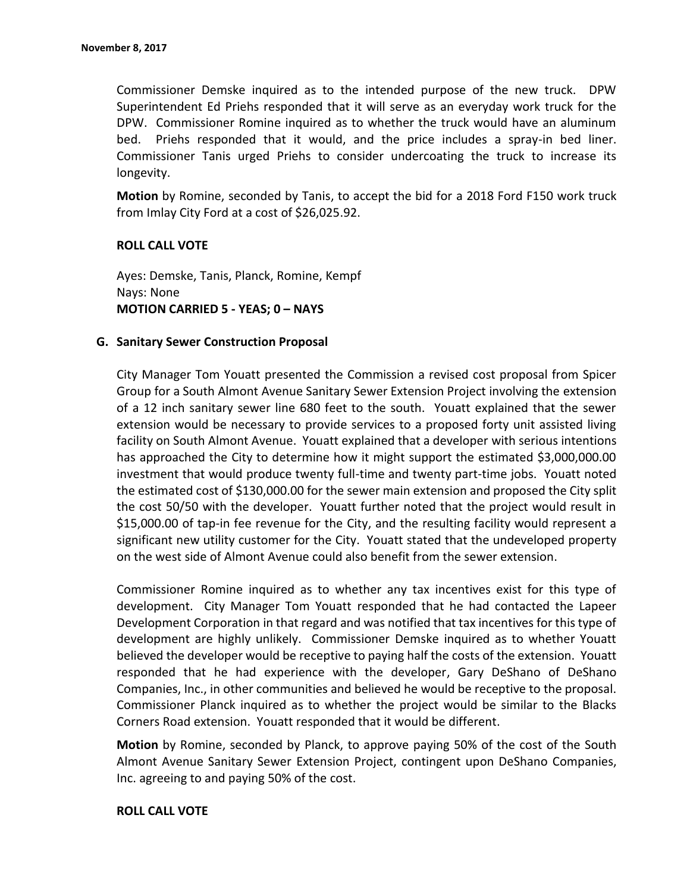Commissioner Demske inquired as to the intended purpose of the new truck. DPW Superintendent Ed Priehs responded that it will serve as an everyday work truck for the DPW. Commissioner Romine inquired as to whether the truck would have an aluminum bed. Priehs responded that it would, and the price includes a spray-in bed liner. Commissioner Tanis urged Priehs to consider undercoating the truck to increase its longevity.

**Motion** by Romine, seconded by Tanis, to accept the bid for a 2018 Ford F150 work truck from Imlay City Ford at a cost of $26,025.92.

**ROLL CALL VOTE**

Ayes: Demske, Tanis, Planck, Romine, Kempf
Nays: None
**MOTION CARRIED 5 - YEAS; 0 – NAYS**

### G. Sanitary Sewer Construction Proposal

City Manager Tom Youatt presented the Commission a revised cost proposal from Spicer Group for a South Almont Avenue Sanitary Sewer Extension Project involving the extension of a 12 inch sanitary sewer line 680 feet to the south. Youatt explained that the sewer extension would be necessary to provide services to a proposed forty unit assisted living facility on South Almont Avenue. Youatt explained that a developer with serious intentions has approached the City to determine how it might support the estimated $3,000,000.00 investment that would produce twenty full-time and twenty part-time jobs. Youatt noted the estimated cost of $130,000.00 for the sewer main extension and proposed the City split the cost 50/50 with the developer. Youatt further noted that the project would result in $15,000.00 of tap-in fee revenue for the City, and the resulting facility would represent a significant new utility customer for the City. Youatt stated that the undeveloped property on the west side of Almont Avenue could also benefit from the sewer extension.

Commissioner Romine inquired as to whether any tax incentives exist for this type of development. City Manager Tom Youatt responded that he had contacted the Lapeer Development Corporation in that regard and was notified that tax incentives for this type of development are highly unlikely. Commissioner Demske inquired as to whether Youatt believed the developer would be receptive to paying half the costs of the extension. Youatt responded that he had experience with the developer, Gary DeShano of DeShano Companies, Inc., in other communities and believed he would be receptive to the proposal. Commissioner Planck inquired as to whether the project would be similar to the Blacks Corners Road extension. Youatt responded that it would be different.

**Motion** by Romine, seconded by Planck, to approve paying 50% of the cost of the South Almont Avenue Sanitary Sewer Extension Project, contingent upon DeShano Companies, Inc. agreeing to and paying 50% of the cost.

**ROLL CALL VOTE**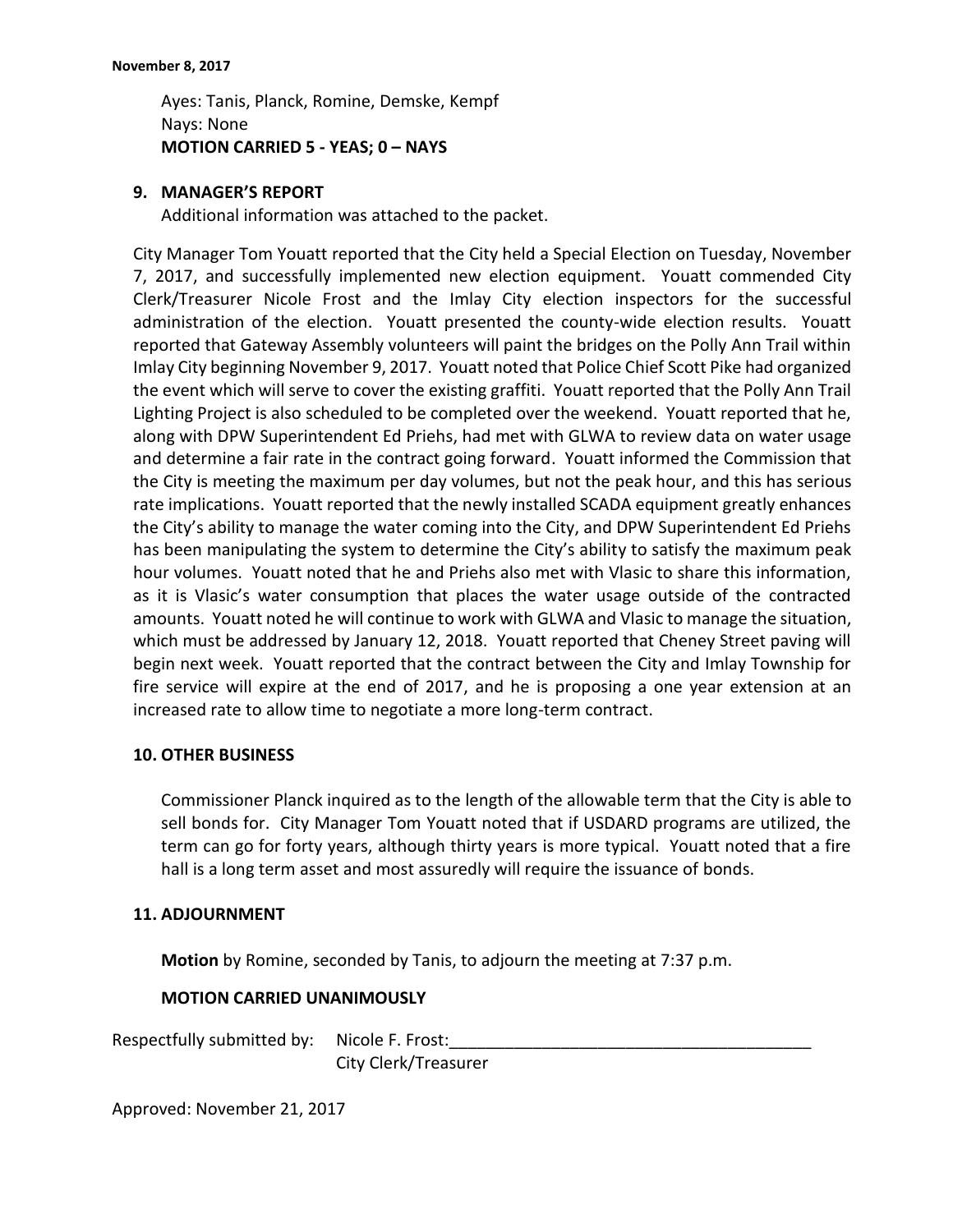Ayes: Tanis, Planck, Romine, Demske, Kempf
Nays: None
**MOTION CARRIED 5 - YEAS; 0 – NAYS**

## 9. MANAGER'S REPORT

Additional information was attached to the packet.

City Manager Tom Youatt reported that the City held a Special Election on Tuesday, November 7, 2017, and successfully implemented new election equipment. Youatt commended City Clerk/Treasurer Nicole Frost and the Imlay City election inspectors for the successful administration of the election. Youatt presented the county-wide election results. Youatt reported that Gateway Assembly volunteers will paint the bridges on the Polly Ann Trail within Imlay City beginning November 9, 2017. Youatt noted that Police Chief Scott Pike had organized the event which will serve to cover the existing graffiti. Youatt reported that the Polly Ann Trail Lighting Project is also scheduled to be completed over the weekend. Youatt reported that he, along with DPW Superintendent Ed Priehs, had met with GLWA to review data on water usage and determine a fair rate in the contract going forward. Youatt informed the Commission that the City is meeting the maximum per day volumes, but not the peak hour, and this has serious rate implications. Youatt reported that the newly installed SCADA equipment greatly enhances the City's ability to manage the water coming into the City, and DPW Superintendent Ed Priehs has been manipulating the system to determine the City's ability to satisfy the maximum peak hour volumes. Youatt noted that he and Priehs also met with Vlasic to share this information, as it is Vlasic's water consumption that places the water usage outside of the contracted amounts. Youatt noted he will continue to work with GLWA and Vlasic to manage the situation, which must be addressed by January 12, 2018. Youatt reported that Cheney Street paving will begin next week. Youatt reported that the contract between the City and Imlay Township for fire service will expire at the end of 2017, and he is proposing a one year extension at an increased rate to allow time to negotiate a more long-term contract.

## 10. OTHER BUSINESS

Commissioner Planck inquired as to the length of the allowable term that the City is able to sell bonds for. City Manager Tom Youatt noted that if USDARD programs are utilized, the term can go for forty years, although thirty years is more typical. Youatt noted that a fire hall is a long term asset and most assuredly will require the issuance of bonds.

## 11. ADJOURNMENT

**Motion** by Romine, seconded by Tanis, to adjourn the meeting at 7:37 p.m.

**MOTION CARRIED UNANIMOUSLY**

Respectfully submitted by: Nicole F. Frost:_______________________________________
City Clerk/Treasurer

Approved: November 21, 2017